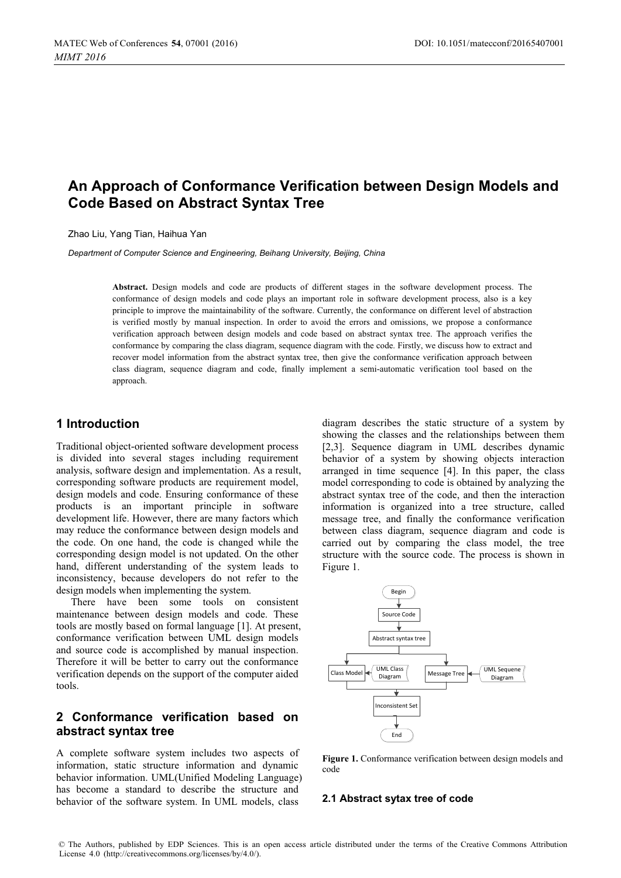# An Approach of Conformance Verification between Design Models and Code Based on Abstract Syntax Tree

Zhao Liu, Yang Tian, Haihua Yan

*Department of Computer Science and Engineering, Beihang University, Beijing, China*

**Abstract.** Design models and code are products of different stages in the software development process. The conformance of design models and code plays an important role in software development process, also is a key principle to improve the maintainability of the software. Currently, the conformance on different level of abstraction is verified mostly by manual inspection. In order to avoid the errors and omissions, we propose a conformance verification approach between design models and code based on abstract syntax tree. The approach verifies the conformance by comparing the class diagram, sequence diagram with the code. Firstly, we discuss how to extract and recover model information from the abstract syntax tree, then give the conformance verification approach between class diagram, sequence diagram and code, finally implement a semi-automatic verification tool based on the approach.

## 1 Introduction

Traditional object-oriented software development process is divided into several stages including requirement analysis, software design and implementation. As a result, corresponding software products are requirement model, design models and code. Ensuring conformance of these products is an important principle in software development life. However, there are many factors which may reduce the conformance between design models and the code. On one hand, the code is changed while the corresponding design model is not updated. On the other hand, different understanding of the system leads to inconsistency, because developers do not refer to the design models when implementing the system.

There have been some tools on consistent maintenance between design models and code. These tools are mostly based on formal language [1]. At present, conformance verification between UML design models and source code is accomplished by manual inspection. Therefore it will be better to carry out the conformance verification depends on the support of the computer aided tools.

## 2 Conformance verification based on abstract syntax tree

A complete software system includes two aspects of information, static structure information and dynamic behavior information. UML(Unified Modeling Language) has become a standard to describe the structure and behavior of the software system. In UML models, class diagram describes the static structure of a system by showing the classes and the relationships between them [2,3]. Sequence diagram in UML describes dynamic behavior of a system by showing objects interaction arranged in time sequence [4]. In this paper, the class model corresponding to code is obtained by analyzing the abstract syntax tree of the code, and then the interaction information is organized into a tree structure, called message tree, and finally the conformance verification between class diagram, sequence diagram and code is carried out by comparing the class model, the tree structure with the source code. The process is shown in Figure 1.

**Figure 1.** Conformance verification between design models and code

### 2.1 Abstract sytax tree of code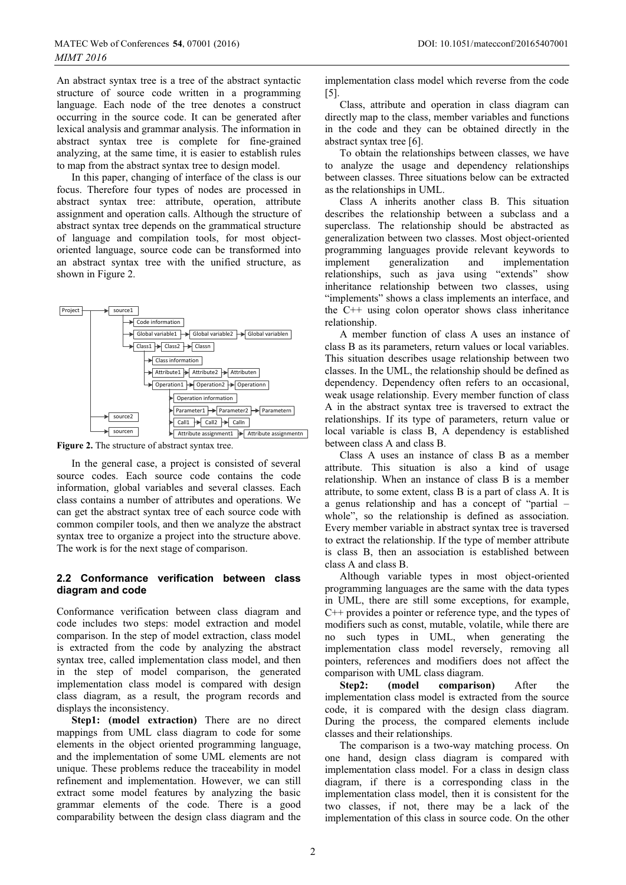An abstract syntax tree is a tree of the abstract syntactic structure of source code written in a programming language. Each node of the tree denotes a construct occurring in the source code. It can be generated after lexical analysis and grammar analysis. The information in abstract syntax tree is complete for fine-grained analyzing, at the same time, it is easier to establish rules to map from the abstract syntax tree to design model.

In this paper, changing of interface of the class is our focus. Therefore four types of nodes are processed in abstract syntax tree: attribute, operation, attribute assignment and operation calls. Although the structure of abstract syntax tree depends on the grammatical structure of language and compilation tools, for most object-oriented language, source code can be transformed into an abstract syntax tree with the unified structure, as shown in Figure 2.

**Figure 2.** The structure of abstract syntax tree.

In the general case, a project is consisted of several source codes. Each source code contains the code information, global variables and several classes. Each class contains a number of attributes and operations. We can get the abstract syntax tree of each source code with common compiler tools, and then we analyze the abstract syntax tree to organize a project into the structure above. The work is for the next stage of comparison.

### 2.2 Conformance verification between class diagram and code

Conformance verification between class diagram and code includes two steps: model extraction and model comparison. In the step of model extraction, class model is extracted from the code by analyzing the abstract syntax tree, called implementation class model, and then in the step of model comparison, the generated implementation class model is compared with design class diagram, as a result, the program records and displays the inconsistency.

**Step1: (model extraction)** There are no direct mappings from UML class diagram to code for some elements in the object oriented programming language, and the implementation of some UML elements are not unique. These problems reduce the traceability in model refinement and implementation. However, we can still extract some model features by analyzing the basic grammar elements of the code. There is a good comparability between the design class diagram and the implementation class model which reverse from the code [5].

Class, attribute and operation in class diagram can directly map to the class, member variables and functions in the code and they can be obtained directly in the abstract syntax tree [6].

To obtain the relationships between classes, we have to analyze the usage and dependency relationships between classes. Three situations below can be extracted as the relationships in UML.

Class A inherits another class B. This situation describes the relationship between a subclass and a superclass. The relationship should be abstracted as generalization between two classes. Most object-oriented programming languages provide relevant keywords to implement generalization and implementation relationships, such as java using "extends" show inheritance relationship between two classes, using "implements" shows a class implements an interface, and the C++ using colon operator shows class inheritance relationship.

A member function of class A uses an instance of class B as its parameters, return values or local variables. This situation describes usage relationship between two classes. In the UML, the relationship should be defined as dependency. Dependency often refers to an occasional, weak usage relationship. Every member function of class A in the abstract syntax tree is traversed to extract the relationships. If its type of parameters, return value or local variable is class B, A dependency is established between class A and class B.

Class A uses an instance of class B as a member attribute. This situation is also a kind of usage relationship. When an instance of class B is a member attribute, to some extent, class B is a part of class A. It is a genus relationship and has a concept of "partial – whole", so the relationship is defined as association. Every member variable in abstract syntax tree is traversed to extract the relationship. If the type of member attribute is class B, then an association is established between class A and class B.

Although variable types in most object-oriented programming languages are the same with the data types in UML, there are still some exceptions, for example, C++ provides a pointer or reference type, and the types of modifiers such as const, mutable, volatile, while there are no such types in UML, when generating the implementation class model reversely, removing all pointers, references and modifiers does not affect the comparison with UML class diagram.

**Step2: (model comparison)** After the implementation class model is extracted from the source code, it is compared with the design class diagram. During the process, the compared elements include classes and their relationships.

The comparison is a two-way matching process. On one hand, design class diagram is compared with implementation class model. For a class in design class diagram, if there is a corresponding class in the implementation class model, then it is consistent for the two classes, if not, there may be a lack of the implementation of this class in source code. On the other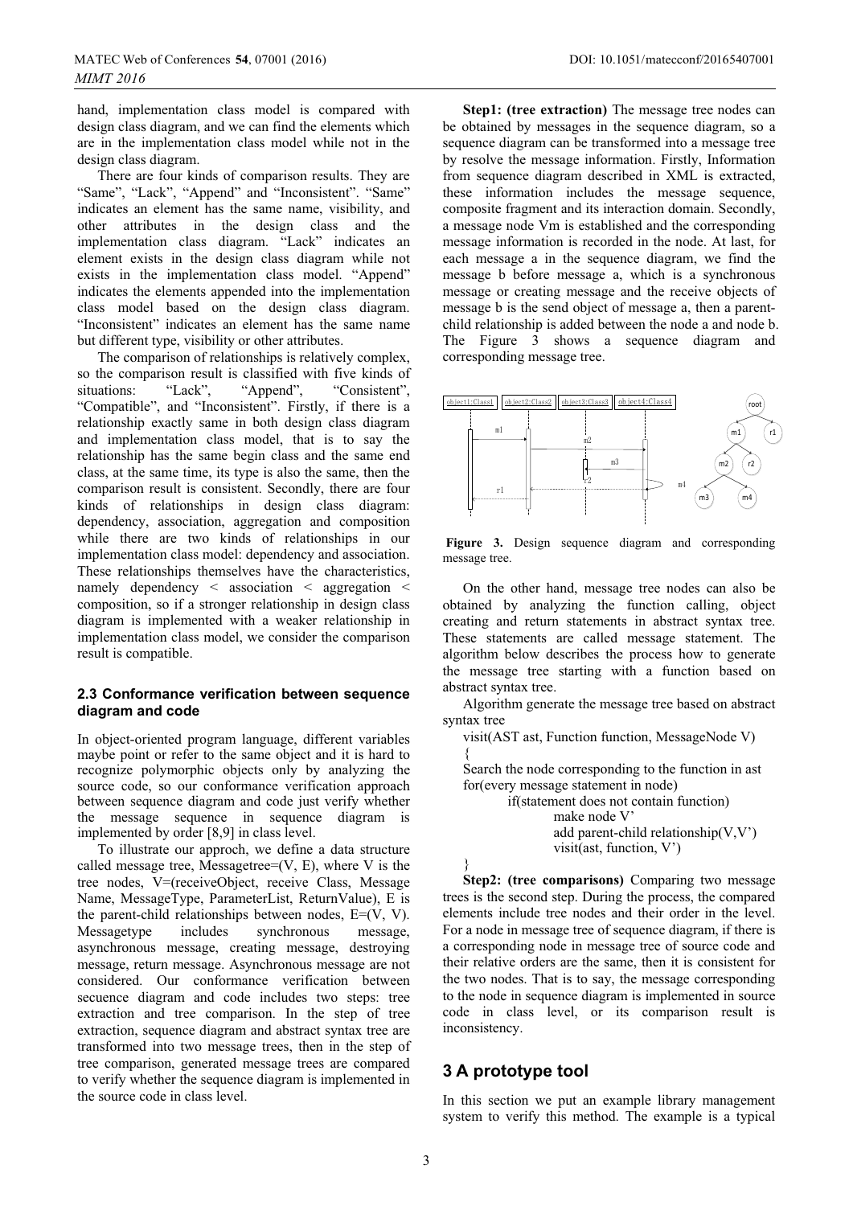hand, implementation class model is compared with design class diagram, and we can find the elements which are in the implementation class model while not in the design class diagram.

There are four kinds of comparison results. They are "Same", "Lack", "Append" and "Inconsistent". "Same" indicates an element has the same name, visibility, and other attributes in the design class and the implementation class diagram. "Lack" indicates an element exists in the design class diagram while not exists in the implementation class model. "Append" indicates the elements appended into the implementation class model based on the design class diagram. "Inconsistent" indicates an element has the same name but different type, visibility or other attributes.

The comparison of relationships is relatively complex, so the comparison result is classified with five kinds of situations: "Lack", "Append", "Consistent", "Compatible", and "Inconsistent". Firstly, if there is a relationship exactly same in both design class diagram and implementation class model, that is to say the relationship has the same begin class and the same end class, at the same time, its type is also the same, then the comparison result is consistent. Secondly, there are four kinds of relationships in design class diagram: dependency, association, aggregation and composition while there are two kinds of relationships in our implementation class model: dependency and association. These relationships themselves have the characteristics, namely dependency < association < aggregation < composition, so if a stronger relationship in design class diagram is implemented with a weaker relationship in implementation class model, we consider the comparison result is compatible.

### 2.3 Conformance verification between sequence diagram and code

In object-oriented program language, different variables maybe point or refer to the same object and it is hard to recognize polymorphic objects only by analyzing the source code, so our conformance verification approach between sequence diagram and code just verify whether the message sequence in sequence diagram is implemented by order [8,9] in class level.

To illustrate our approch, we define a data structure called message tree, Messagetree=(V, E), where V is the tree nodes, V=(receiveObject, receive Class, Message Name, MessageType, ParameterList, ReturnValue), E is the parent-child relationships between nodes, E=(V, V). Messagetype includes synchronous message, asynchronous message, creating message, destroying message, return message. Asynchronous message are not considered. Our conformance verification between secuence diagram and code includes two steps: tree extraction and tree comparison. In the step of tree extraction, sequence diagram and abstract syntax tree are transformed into two message trees, then in the step of tree comparison, generated message trees are compared to verify whether the sequence diagram is implemented in the source code in class level.

**Step1: (tree extraction)** The message tree nodes can be obtained by messages in the sequence diagram, so a sequence diagram can be transformed into a message tree by resolve the message information. Firstly, Information from sequence diagram described in XML is extracted, these information includes the message sequence, composite fragment and its interaction domain. Secondly, a message node Vm is established and the corresponding message information is recorded in the node. At last, for each message a in the sequence diagram, we find the message b before message a, which is a synchronous message or creating message and the receive objects of message b is the send object of message a, then a parent-child relationship is added between the node a and node b. The Figure 3 shows a sequence diagram and corresponding message tree.

**Figure 3.** Design sequence diagram and corresponding message tree.

On the other hand, message tree nodes can also be obtained by analyzing the function calling, object creating and return statements in abstract syntax tree. These statements are called message statement. The algorithm below describes the process how to generate the message tree starting with a function based on abstract syntax tree.

Algorithm generate the message tree based on abstract syntax tree

```
visit(AST ast, Function function, MessageNode V)
{
Search the node corresponding to the function in ast
for(every message statement in node)
        if(statement does not contain function)
                make node V'
                add parent-child relationship(V,V')
                visit(ast, function, V')
}
```

**Step2: (tree comparisons)** Comparing two message trees is the second step. During the process, the compared elements include tree nodes and their order in the level. For a node in message tree of sequence diagram, if there is a corresponding node in message tree of source code and their relative orders are the same, then it is consistent for the two nodes. That is to say, the message corresponding to the node in sequence diagram is implemented in source code in class level, or its comparison result is inconsistency.

## 3 A prototype tool

In this section we put an example library management system to verify this method. The example is a typical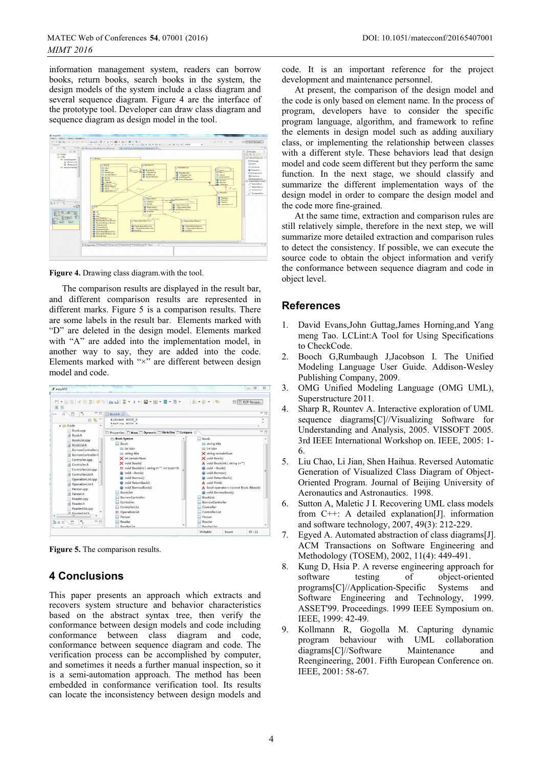information management system, readers can borrow books, return books, search books in the system, the design models of the system include a class diagram and several sequence diagram. Figure 4 are the interface of the prototype tool. Developer can draw class diagram and sequence diagram as design model in the tool.

**Figure 4.** Drawing class diagram.with the tool.

The comparison results are displayed in the result bar, and different comparison results are represented in different marks. Figure 5 is a comparison results. There are some labels in the result bar. Elements marked with "D" are deleted in the design model. Elements marked with "A" are added into the implementation model, in another way to say, they are added into the code. Elements marked with "×" are different between design model and code.

**Figure 5.** The comparison results.

## 4 Conclusions

This paper presents an approach which extracts and recovers system structure and behavior characteristics based on the abstract syntax tree, then verify the conformance between design models and code including conformance between class diagram and code, conformance between sequence diagram and code. The verification process can be accomplished by computer, and sometimes it needs a further manual inspection, so it is a semi-automation approach. The method has been embedded in conformance verification tool. Its results can locate the inconsistency between design models and code. It is an important reference for the project development and maintenance personnel.

At present, the comparison of the design model and the code is only based on element name. In the process of program, developers have to consider the specific program language, algorithm, and framework to refine the elements in design model such as adding auxiliary class, or implementing the relationship between classes with a different style. These behaviors lead that design model and code seem different but they perform the same function. In the next stage, we should classify and summarize the different implementation ways of the design model in order to compare the design model and the code more fine-grained.

At the same time, extraction and comparison rules are still relatively simple, therefore in the next step, we will summarize more detailed extraction and comparison rules to detect the consistency. If possible, we can execute the source code to obtain the object information and verify the conformance between sequence diagram and code in object level.

## References

1. David Evans,John Guttag,James Horning,and Yang meng Tao. LCLint:A Tool for Using Specifications to CheckCode.
2. Booch G,Rumbaugh J,Jacobson I. The Unified Modeling Language User Guide. Addison-Wesley Publishing Company, 2009.
3. OMG Unified Modeling Language (OMG UML), Superstructure 2011.
4. Sharp R, Rountev A. Interactive exploration of UML sequence diagrams[C]//Visualizing Software for Understanding and Analysis, 2005. VISSOFT 2005. 3rd IEEE International Workshop on. IEEE, 2005: 1-6.
5. Liu Chao, Li Jian, Shen Haihua. Reversed Automatic Generation of Visualized Class Diagram of Object-Oriented Program. Journal of Beijing University of Aeronautics and Astronautics. 1998.
6. Sutton A, Maletic J I. Recovering UML class models from C++: A detailed explanation[J]. information and software technology, 2007, 49(3): 212-229.
7. Egyed A. Automated abstraction of class diagrams[J]. ACM Transactions on Software Engineering and Methodology (TOSEM), 2002, 11(4): 449-491.
8. Kung D, Hsia P. A reverse engineering approach for software testing of object-oriented programs[C]//Application-Specific Systems and Software Engineering and Technology, 1999. ASSET'99. Proceedings. 1999 IEEE Symposium on. IEEE, 1999: 42-49.
9. Kollmann R, Gogolla M. Capturing dynamic program behaviour with UML collaboration diagrams[C]//Software Maintenance and Reengineering, 2001. Fifth European Conference on. IEEE, 2001: 58-67.